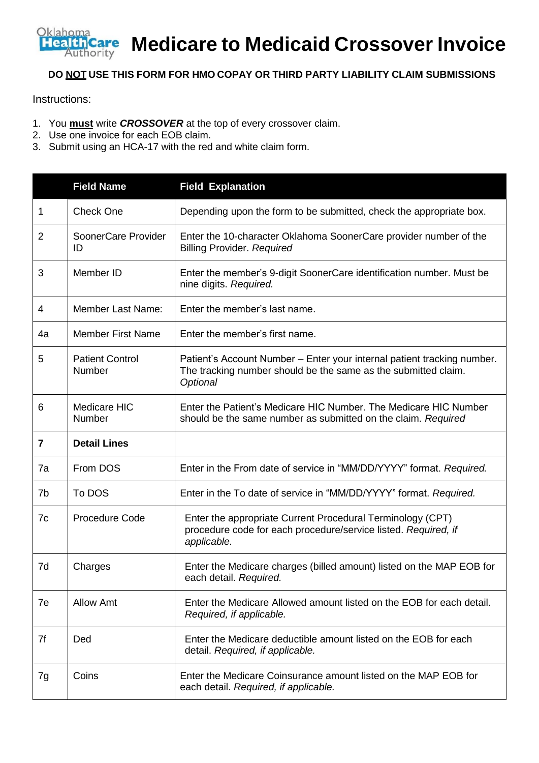# Medicare to Medicaid Crossover Invoice

**DO <u>NOT</u> USE THIS FORM FOR HMO COPAY OR THIRD PARTY LIABILITY CLAIM SUBMISSIONS**

Instructions:

1. You **must** write ***CROSSOVER*** at the top of every crossover claim.
2. Use one invoice for each EOB claim.
3. Submit using an HCA-17 with the red and white claim form.

| | Field Name | Field Explanation |
|---|---|---|
| 1 | Check One | Depending upon the form to be submitted, check the appropriate box. |
| 2 | SoonerCare Provider ID | Enter the 10-character Oklahoma SoonerCare provider number of the Billing Provider. *Required* |
| 3 | Member ID | Enter the member's 9-digit SoonerCare identification number. Must be nine digits. *Required.* |
| 4 | Member Last Name: | Enter the member's last name. |
| 4a | Member First Name | Enter the member's first name. |
| 5 | Patient Control Number | Patient's Account Number – Enter your internal patient tracking number. The tracking number should be the same as the submitted claim. *Optional* |
| 6 | Medicare HIC Number | Enter the Patient's Medicare HIC Number. The Medicare HIC Number should be the same number as submitted on the claim. *Required* |
| **7** | **Detail Lines** | |
| 7a | From DOS | Enter in the From date of service in "MM/DD/YYYY" format. *Required.* |
| 7b | To DOS | Enter in the To date of service in "MM/DD/YYYY" format. *Required.* |
| 7c | Procedure Code | Enter the appropriate Current Procedural Terminology (CPT) procedure code for each procedure/service listed. *Required, if applicable.* |
| 7d | Charges | Enter the Medicare charges (billed amount) listed on the MAP EOB for each detail. *Required.* |
| 7e | Allow Amt | Enter the Medicare Allowed amount listed on the EOB for each detail. *Required, if applicable.* |
| 7f | Ded | Enter the Medicare deductible amount listed on the EOB for each detail. *Required, if applicable.* |
| 7g | Coins | Enter the Medicare Coinsurance amount listed on the MAP EOB for each detail. *Required, if applicable.* |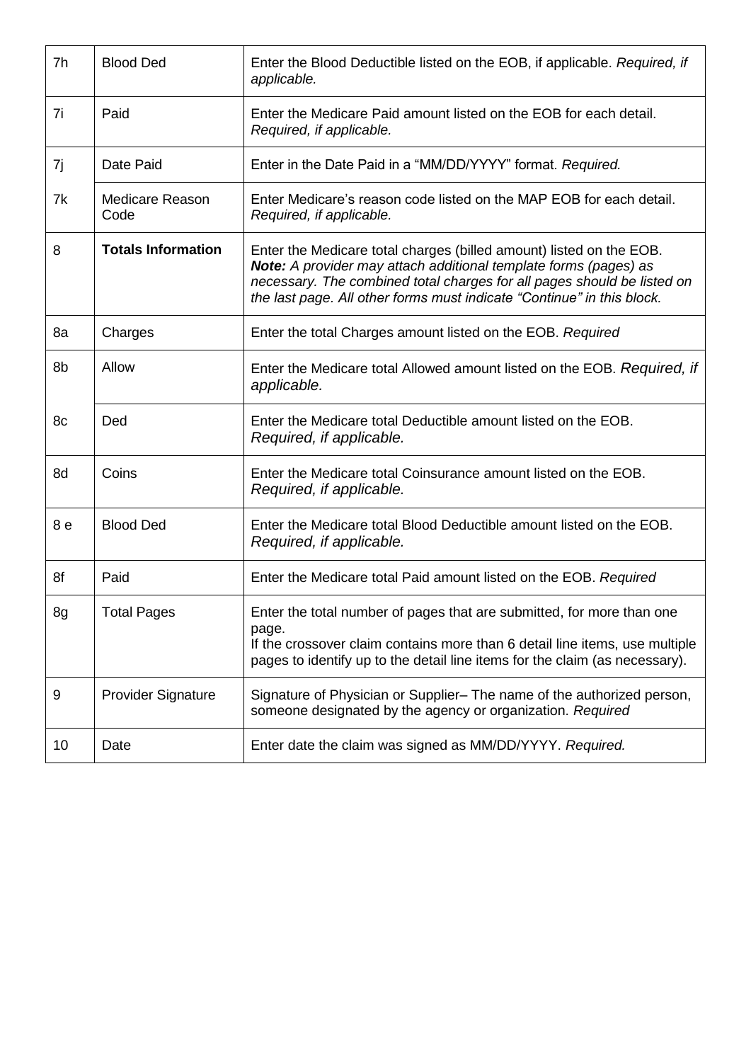| | | |
|---|---|---|
| 7h | Blood Ded | Enter the Blood Deductible listed on the EOB, if applicable. *Required, if applicable.* |
| 7i | Paid | Enter the Medicare Paid amount listed on the EOB for each detail. *Required, if applicable.* |
| 7j | Date Paid | Enter in the Date Paid in a “MM/DD/YYYY” format. *Required.* |
| 7k | Medicare Reason Code | Enter Medicare’s reason code listed on the MAP EOB for each detail. *Required, if applicable.* |
| 8 | **Totals Information** | Enter the Medicare total charges (billed amount) listed on the EOB. ***Note:*** *A provider may attach additional template forms (pages) as necessary. The combined total charges for all pages should be listed on the last page. All other forms must indicate “Continue” in this block.* |
| 8a | Charges | Enter the total Charges amount listed on the EOB. *Required* |
| 8b | Allow | Enter the Medicare total Allowed amount listed on the EOB. *Required, if applicable.* |
| 8c | Ded | Enter the Medicare total Deductible amount listed on the EOB. *Required, if applicable.* |
| 8d | Coins | Enter the Medicare total Coinsurance amount listed on the EOB. *Required, if applicable.* |
| 8 e | Blood Ded | Enter the Medicare total Blood Deductible amount listed on the EOB. *Required, if applicable.* |
| 8f | Paid | Enter the Medicare total Paid amount listed on the EOB. *Required* |
| 8g | Total Pages | Enter the total number of pages that are submitted, for more than one page.<br>If the crossover claim contains more than 6 detail line items, use multiple pages to identify up to the detail line items for the claim (as necessary). |
| 9 | Provider Signature | Signature of Physician or Supplier– The name of the authorized person, someone designated by the agency or organization. *Required* |
| 10 | Date | Enter date the claim was signed as MM/DD/YYYY. *Required.* |